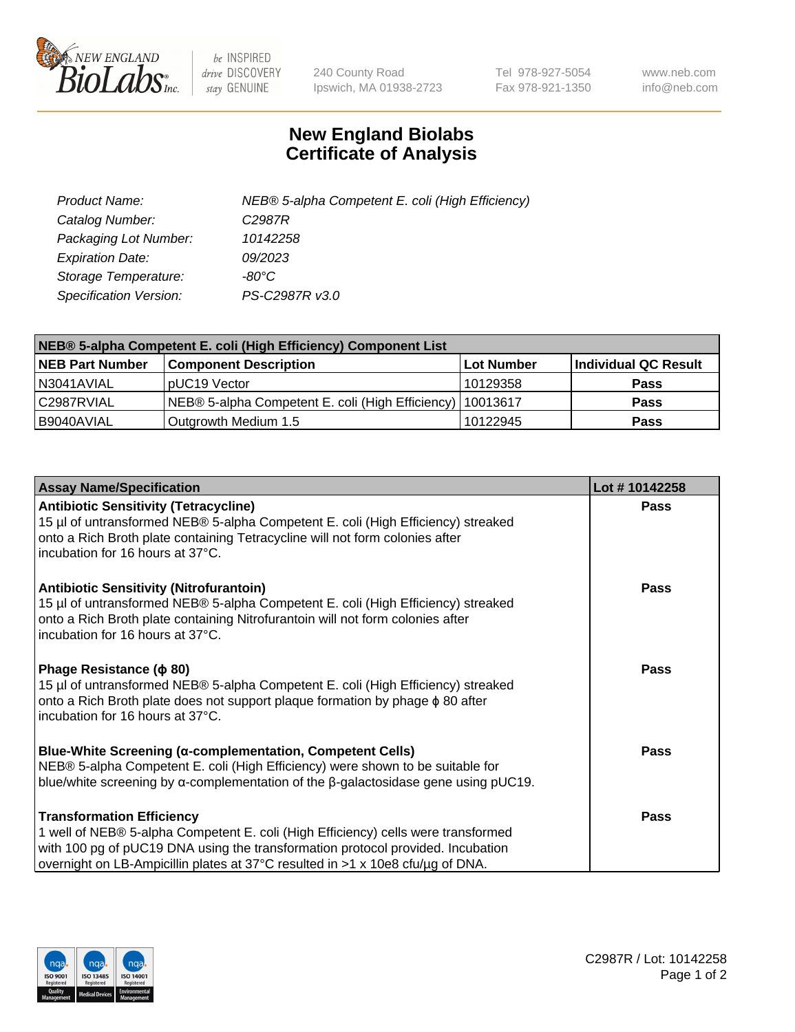New England BioLabs Inc. — be INSPIRED drive DISCOVERY stay GENUINE

240 County Road
Ipswich, MA 01938-2723

Tel 978-927-5054
Fax 978-921-1350

www.neb.com
info@neb.com

# New England Biolabs
# Certificate of Analysis

| | |
|---|---|
| *Product Name:* | *NEB® 5-alpha Competent E. coli (High Efficiency)* |
| *Catalog Number:* | *C2987R* |
| *Packaging Lot Number:* | *10142258* |
| *Expiration Date:* | *09/2023* |
| *Storage Temperature:* | *-80°C* |
| *Specification Version:* | *PS-C2987R v3.0* |

| **NEB® 5-alpha Competent E. coli (High Efficiency) Component List** | | | |
|---|---|---|---|
| **NEB Part Number** | **Component Description** | **Lot Number** | **Individual QC Result** |
| N3041AVIAL | pUC19 Vector | 10129358 | **Pass** |
| C2987RVIAL | NEB® 5-alpha Competent E. coli (High Efficiency) | 10013617 | **Pass** |
| B9040AVIAL | Outgrowth Medium 1.5 | 10122945 | **Pass** |

| **Assay Name/Specification** | **Lot # 10142258** |
|---|---|
| **Antibiotic Sensitivity (Tetracycline)**<br>15 µl of untransformed NEB® 5-alpha Competent E. coli (High Efficiency) streaked onto a Rich Broth plate containing Tetracycline will not form colonies after incubation for 16 hours at 37°C. | **Pass** |
| **Antibiotic Sensitivity (Nitrofurantoin)**<br>15 µl of untransformed NEB® 5-alpha Competent E. coli (High Efficiency) streaked onto a Rich Broth plate containing Nitrofurantoin will not form colonies after incubation for 16 hours at 37°C. | **Pass** |
| **Phage Resistance (ϕ 80)**<br>15 µl of untransformed NEB® 5-alpha Competent E. coli (High Efficiency) streaked onto a Rich Broth plate does not support plaque formation by phage ϕ 80 after incubation for 16 hours at 37°C. | **Pass** |
| **Blue-White Screening (α-complementation, Competent Cells)**<br>NEB® 5-alpha Competent E. coli (High Efficiency) were shown to be suitable for blue/white screening by α-complementation of the β-galactosidase gene using pUC19. | **Pass** |
| **Transformation Efficiency**<br>1 well of NEB® 5-alpha Competent E. coli (High Efficiency) cells were transformed with 100 pg of pUC19 DNA using the transformation protocol provided. Incubation overnight on LB-Ampicillin plates at 37°C resulted in >1 x 10e8 cfu/µg of DNA. | **Pass** |

C2987R / Lot: 10142258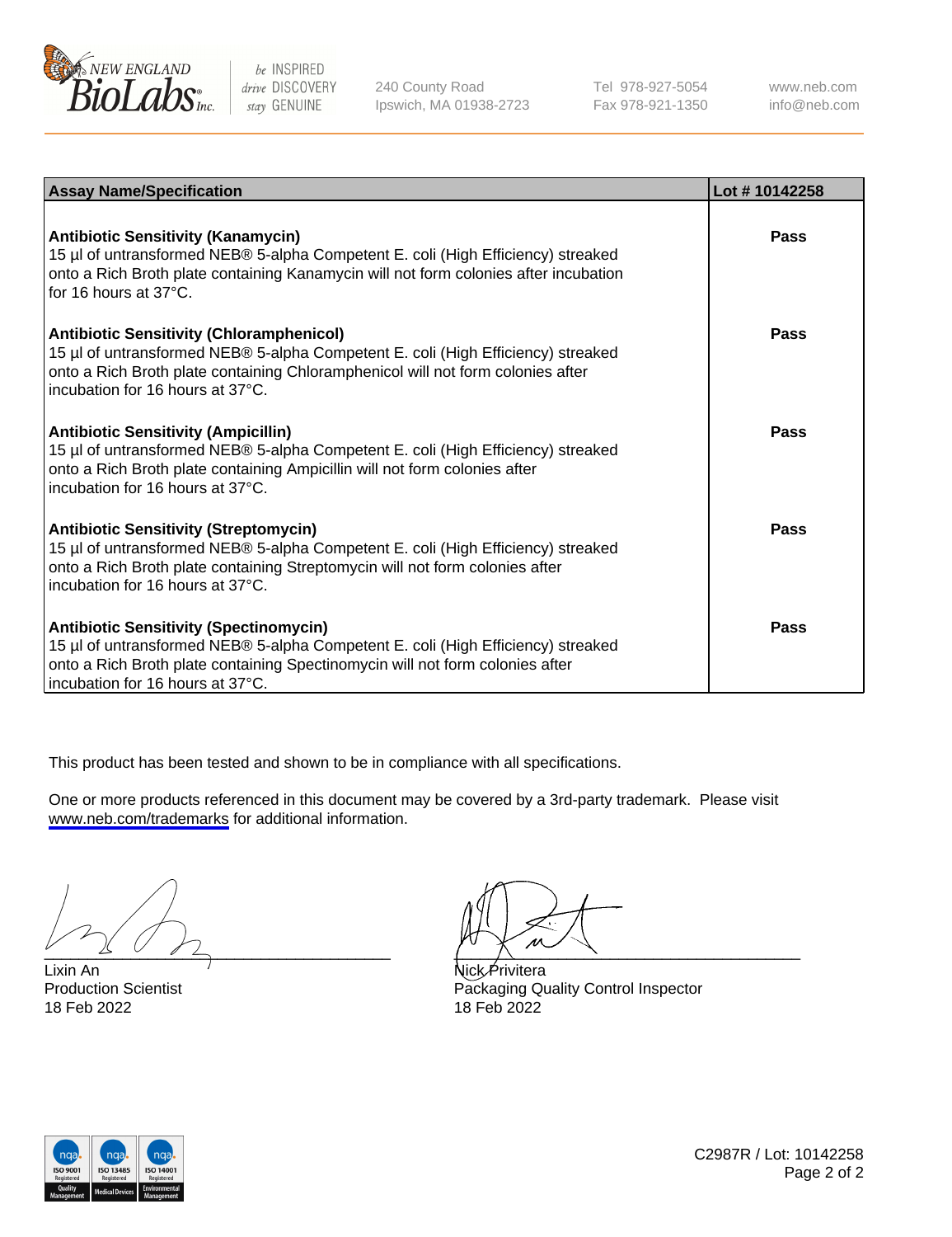| Assay Name/Specification | Lot # 10142258 |
|---|---|
| **Antibiotic Sensitivity (Kanamycin)**<br>15 µl of untransformed NEB® 5-alpha Competent E. coli (High Efficiency) streaked onto a Rich Broth plate containing Kanamycin will not form colonies after incubation for 16 hours at 37°C. | **Pass** |
| **Antibiotic Sensitivity (Chloramphenicol)**<br>15 µl of untransformed NEB® 5-alpha Competent E. coli (High Efficiency) streaked onto a Rich Broth plate containing Chloramphenicol will not form colonies after incubation for 16 hours at 37°C. | **Pass** |
| **Antibiotic Sensitivity (Ampicillin)**<br>15 µl of untransformed NEB® 5-alpha Competent E. coli (High Efficiency) streaked onto a Rich Broth plate containing Ampicillin will not form colonies after incubation for 16 hours at 37°C. | **Pass** |
| **Antibiotic Sensitivity (Streptomycin)**<br>15 µl of untransformed NEB® 5-alpha Competent E. coli (High Efficiency) streaked onto a Rich Broth plate containing Streptomycin will not form colonies after incubation for 16 hours at 37°C. | **Pass** |
| **Antibiotic Sensitivity (Spectinomycin)**<br>15 µl of untransformed NEB® 5-alpha Competent E. coli (High Efficiency) streaked onto a Rich Broth plate containing Spectinomycin will not form colonies after incubation for 16 hours at 37°C. | **Pass** |

This product has been tested and shown to be in compliance with all specifications.

One or more products referenced in this document may be covered by a 3rd-party trademark. Please visit www.neb.com/trademarks for additional information.

Lixin An
Production Scientist
18 Feb 2022

Nick Privitera
Packaging Quality Control Inspector
18 Feb 2022

C2987R / Lot: 10142258